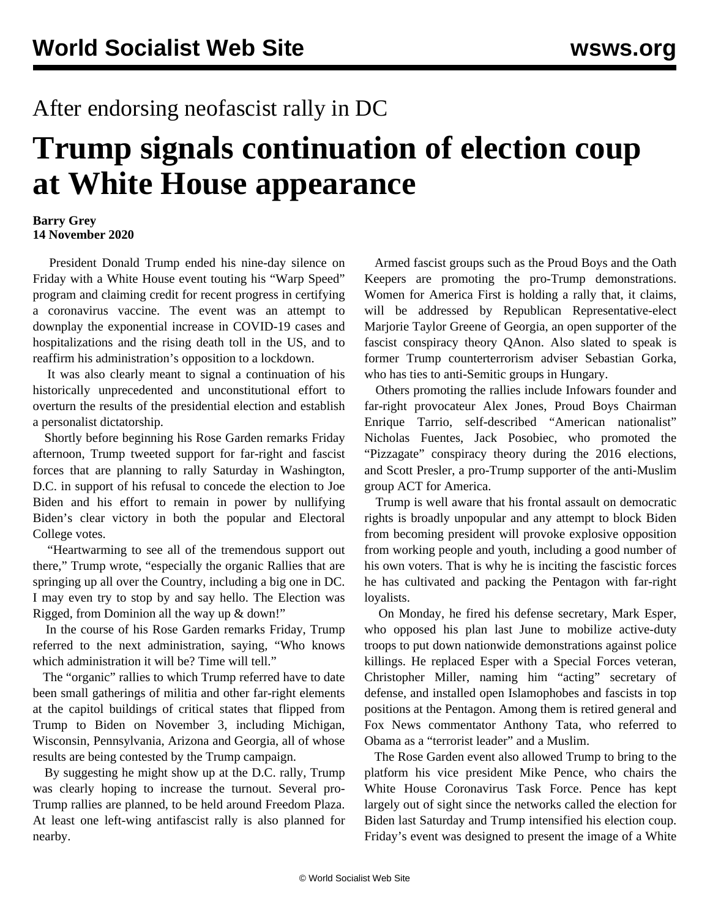After endorsing neofascist rally in DC

# Trump signals continuation of election coup at White House appearance

**Barry Grey**
**14 November 2020**

President Donald Trump ended his nine-day silence on Friday with a White House event touting his "Warp Speed" program and claiming credit for recent progress in certifying a coronavirus vaccine. The event was an attempt to downplay the exponential increase in COVID-19 cases and hospitalizations and the rising death toll in the US, and to reaffirm his administration's opposition to a lockdown.

It was also clearly meant to signal a continuation of his historically unprecedented and unconstitutional effort to overturn the results of the presidential election and establish a personalist dictatorship.

Shortly before beginning his Rose Garden remarks Friday afternoon, Trump tweeted support for far-right and fascist forces that are planning to rally Saturday in Washington, D.C. in support of his refusal to concede the election to Joe Biden and his effort to remain in power by nullifying Biden's clear victory in both the popular and Electoral College votes.

"Heartwarming to see all of the tremendous support out there," Trump wrote, "especially the organic Rallies that are springing up all over the Country, including a big one in DC. I may even try to stop by and say hello. The Election was Rigged, from Dominion all the way up & down!"

In the course of his Rose Garden remarks Friday, Trump referred to the next administration, saying, "Who knows which administration it will be? Time will tell."

The "organic" rallies to which Trump referred have to date been small gatherings of militia and other far-right elements at the capitol buildings of critical states that flipped from Trump to Biden on November 3, including Michigan, Wisconsin, Pennsylvania, Arizona and Georgia, all of whose results are being contested by the Trump campaign.

By suggesting he might show up at the D.C. rally, Trump was clearly hoping to increase the turnout. Several pro-Trump rallies are planned, to be held around Freedom Plaza. At least one left-wing antifascist rally is also planned for nearby.

Armed fascist groups such as the Proud Boys and the Oath Keepers are promoting the pro-Trump demonstrations. Women for America First is holding a rally that, it claims, will be addressed by Republican Representative-elect Marjorie Taylor Greene of Georgia, an open supporter of the fascist conspiracy theory QAnon. Also slated to speak is former Trump counterterrorism adviser Sebastian Gorka, who has ties to anti-Semitic groups in Hungary.

Others promoting the rallies include Infowars founder and far-right provocateur Alex Jones, Proud Boys Chairman Enrique Tarrio, self-described "American nationalist" Nicholas Fuentes, Jack Posobiec, who promoted the "Pizzagate" conspiracy theory during the 2016 elections, and Scott Presler, a pro-Trump supporter of the anti-Muslim group ACT for America.

Trump is well aware that his frontal assault on democratic rights is broadly unpopular and any attempt to block Biden from becoming president will provoke explosive opposition from working people and youth, including a good number of his own voters. That is why he is inciting the fascistic forces he has cultivated and packing the Pentagon with far-right loyalists.

On Monday, he fired his defense secretary, Mark Esper, who opposed his plan last June to mobilize active-duty troops to put down nationwide demonstrations against police killings. He replaced Esper with a Special Forces veteran, Christopher Miller, naming him "acting" secretary of defense, and installed open Islamophobes and fascists in top positions at the Pentagon. Among them is retired general and Fox News commentator Anthony Tata, who referred to Obama as a "terrorist leader" and a Muslim.

The Rose Garden event also allowed Trump to bring to the platform his vice president Mike Pence, who chairs the White House Coronavirus Task Force. Pence has kept largely out of sight since the networks called the election for Biden last Saturday and Trump intensified his election coup. Friday's event was designed to present the image of a White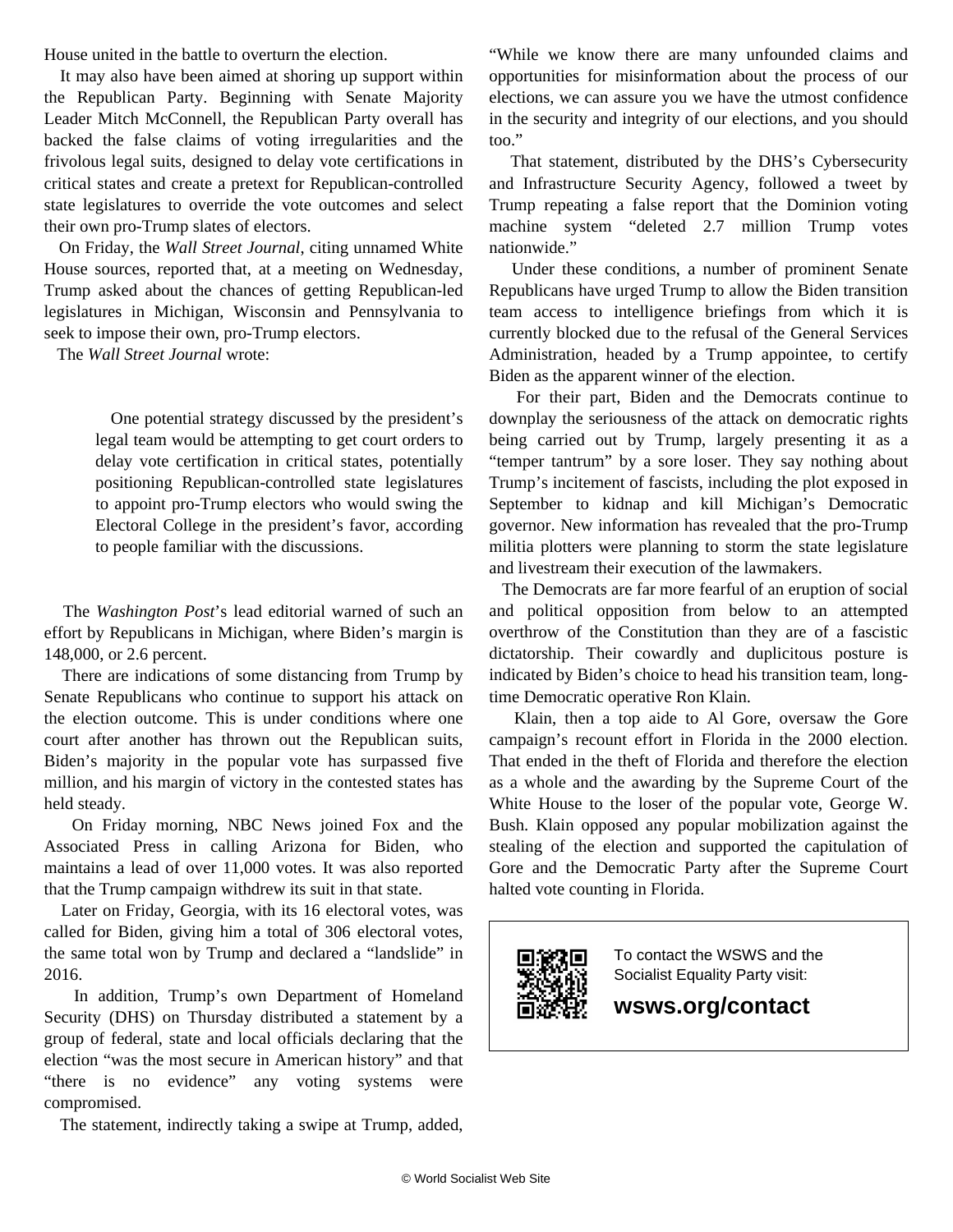House united in the battle to overturn the election.

It may also have been aimed at shoring up support within the Republican Party. Beginning with Senate Majority Leader Mitch McConnell, the Republican Party overall has backed the false claims of voting irregularities and the frivolous legal suits, designed to delay vote certifications in critical states and create a pretext for Republican-controlled state legislatures to override the vote outcomes and select their own pro-Trump slates of electors.

On Friday, the *Wall Street Journal*, citing unnamed White House sources, reported that, at a meeting on Wednesday, Trump asked about the chances of getting Republican-led legislatures in Michigan, Wisconsin and Pennsylvania to seek to impose their own, pro-Trump electors.

The *Wall Street Journal* wrote:

> One potential strategy discussed by the president's legal team would be attempting to get court orders to delay vote certification in critical states, potentially positioning Republican-controlled state legislatures to appoint pro-Trump electors who would swing the Electoral College in the president's favor, according to people familiar with the discussions.

The *Washington Post*'s lead editorial warned of such an effort by Republicans in Michigan, where Biden's margin is 148,000, or 2.6 percent.

There are indications of some distancing from Trump by Senate Republicans who continue to support his attack on the election outcome. This is under conditions where one court after another has thrown out the Republican suits, Biden's majority in the popular vote has surpassed five million, and his margin of victory in the contested states has held steady.

On Friday morning, NBC News joined Fox and the Associated Press in calling Arizona for Biden, who maintains a lead of over 11,000 votes. It was also reported that the Trump campaign withdrew its suit in that state.

Later on Friday, Georgia, with its 16 electoral votes, was called for Biden, giving him a total of 306 electoral votes, the same total won by Trump and declared a "landslide" in 2016.

In addition, Trump's own Department of Homeland Security (DHS) on Thursday distributed a statement by a group of federal, state and local officials declaring that the election "was the most secure in American history" and that "there is no evidence" any voting systems were compromised.

The statement, indirectly taking a swipe at Trump, added, "While we know there are many unfounded claims and opportunities for misinformation about the process of our elections, we can assure you we have the utmost confidence in the security and integrity of our elections, and you should too."

That statement, distributed by the DHS's Cybersecurity and Infrastructure Security Agency, followed a tweet by Trump repeating a false report that the Dominion voting machine system "deleted 2.7 million Trump votes nationwide."

Under these conditions, a number of prominent Senate Republicans have urged Trump to allow the Biden transition team access to intelligence briefings from which it is currently blocked due to the refusal of the General Services Administration, headed by a Trump appointee, to certify Biden as the apparent winner of the election.

For their part, Biden and the Democrats continue to downplay the seriousness of the attack on democratic rights being carried out by Trump, largely presenting it as a "temper tantrum" by a sore loser. They say nothing about Trump's incitement of fascists, including the plot exposed in September to kidnap and kill Michigan's Democratic governor. New information has revealed that the pro-Trump militia plotters were planning to storm the state legislature and livestream their execution of the lawmakers.

The Democrats are far more fearful of an eruption of social and political opposition from below to an attempted overthrow of the Constitution than they are of a fascistic dictatorship. Their cowardly and duplicitous posture is indicated by Biden's choice to head his transition team, long-time Democratic operative Ron Klain.

Klain, then a top aide to Al Gore, oversaw the Gore campaign's recount effort in Florida in the 2000 election. That ended in the theft of Florida and therefore the election as a whole and the awarding by the Supreme Court of the White House to the loser of the popular vote, George W. Bush. Klain opposed any popular mobilization against the stealing of the election and supported the capitulation of Gore and the Democratic Party after the Supreme Court halted vote counting in Florida.

To contact the WSWS and the Socialist Equality Party visit:

**wsws.org/contact**